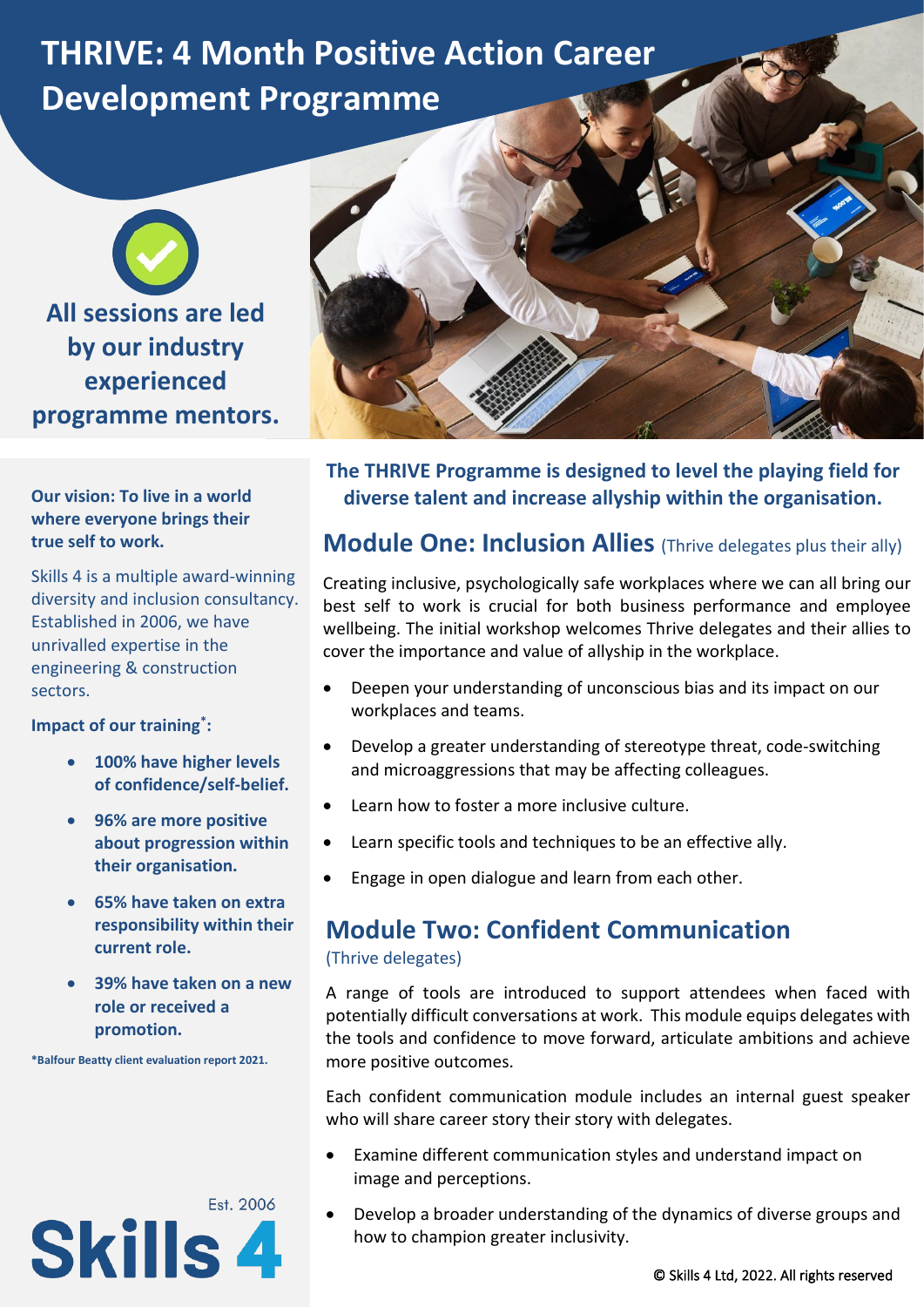# THRIVE: 4 Month Positive Action Career Development Programme

**All sessions are led by our industry experienced programme mentors.**

**Our vision: To live in a world where everyone brings their true self to work.**

Skills 4 is a multiple award-winning diversity and inclusion consultancy. Established in 2006, we have unrivalled expertise in the engineering & construction sectors.

**Impact of our training*:**

- **100% have higher levels of confidence/self-belief.**
- **96% are more positive about progression within their organisation.**
- **65% have taken on extra responsibility within their current role.**
- **39% have taken on a new role or received a promotion.**

***Balfour Beatty client evaluation report 2021.**

Est. 2006

**Skills 4**

**The THRIVE Programme is designed to level the playing field for diverse talent and increase allyship within the organisation.**

## Module One: Inclusion Allies (Thrive delegates plus their ally)

Creating inclusive, psychologically safe workplaces where we can all bring our best self to work is crucial for both business performance and employee wellbeing. The initial workshop welcomes Thrive delegates and their allies to cover the importance and value of allyship in the workplace.

- Deepen your understanding of unconscious bias and its impact on our workplaces and teams.
- Develop a greater understanding of stereotype threat, code-switching and microaggressions that may be affecting colleagues.
- Learn how to foster a more inclusive culture.
- Learn specific tools and techniques to be an effective ally.
- Engage in open dialogue and learn from each other.

## Module Two: Confident Communication

(Thrive delegates)

A range of tools are introduced to support attendees when faced with potentially difficult conversations at work. This module equips delegates with the tools and confidence to move forward, articulate ambitions and achieve more positive outcomes.

Each confident communication module includes an internal guest speaker who will share career story their story with delegates.

- Examine different communication styles and understand impact on image and perceptions.
- Develop a broader understanding of the dynamics of diverse groups and how to champion greater inclusivity.

© Skills 4 Ltd, 2022. All rights reserved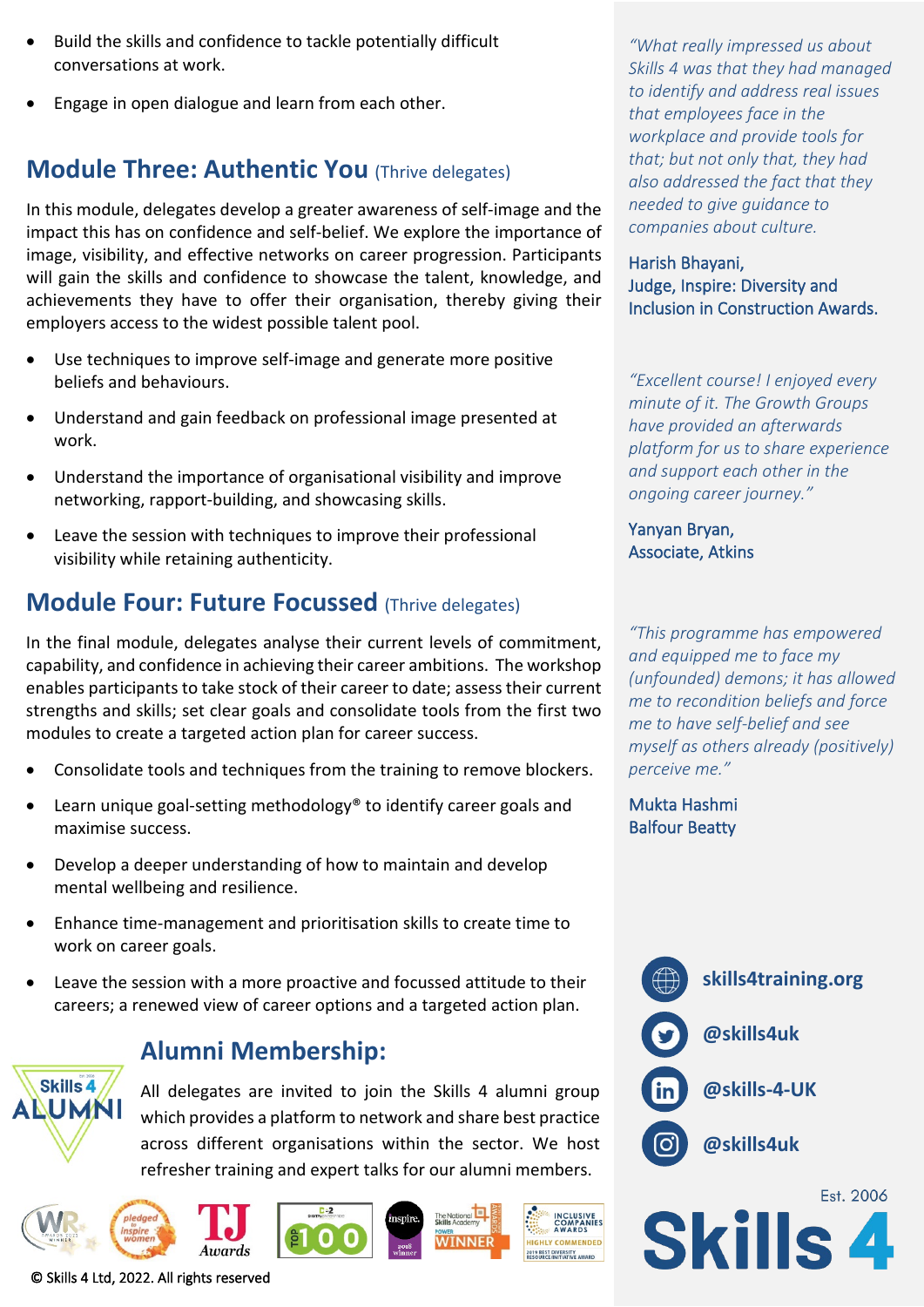- Build the skills and confidence to tackle potentially difficult conversations at work.
- Engage in open dialogue and learn from each other.

## Module Three: Authentic You (Thrive delegates)

In this module, delegates develop a greater awareness of self-image and the impact this has on confidence and self-belief. We explore the importance of image, visibility, and effective networks on career progression. Participants will gain the skills and confidence to showcase the talent, knowledge, and achievements they have to offer their organisation, thereby giving their employers access to the widest possible talent pool.

- Use techniques to improve self-image and generate more positive beliefs and behaviours.
- Understand and gain feedback on professional image presented at work.
- Understand the importance of organisational visibility and improve networking, rapport-building, and showcasing skills.
- Leave the session with techniques to improve their professional visibility while retaining authenticity.

## Module Four: Future Focussed (Thrive delegates)

In the final module, delegates analyse their current levels of commitment, capability, and confidence in achieving their career ambitions. The workshop enables participants to take stock of their career to date; assess their current strengths and skills; set clear goals and consolidate tools from the first two modules to create a targeted action plan for career success.

- Consolidate tools and techniques from the training to remove blockers.
- Learn unique goal-setting methodology® to identify career goals and maximise success.
- Develop a deeper understanding of how to maintain and develop mental wellbeing and resilience.
- Enhance time-management and prioritisation skills to create time to work on career goals.
- Leave the session with a more proactive and focussed attitude to their careers; a renewed view of career options and a targeted action plan.

## Alumni Membership:

All delegates are invited to join the Skills 4 alumni group which provides a platform to network and share best practice across different organisations within the sector. We host refresher training and expert talks for our alumni members.

© Skills 4 Ltd, 2022. All rights reserved

*"What really impressed us about Skills 4 was that they had managed to identify and address real issues that employees face in the workplace and provide tools for that; but not only that, they had also addressed the fact that they needed to give guidance to companies about culture.*

Harish Bhayani,
Judge, Inspire: Diversity and Inclusion in Construction Awards.

*"Excellent course! I enjoyed every minute of it. The Growth Groups have provided an afterwards platform for us to share experience and support each other in the ongoing career journey."*

Yanyan Bryan,
Associate, Atkins

*"This programme has empowered and equipped me to face my (unfounded) demons; it has allowed me to recondition beliefs and force me to have self-belief and see myself as others already (positively) perceive me."*

Mukta Hashmi
Balfour Beatty

skills4training.org

@skills4uk

@skills-4-UK

@skills4uk

Est. 2006

Skills 4